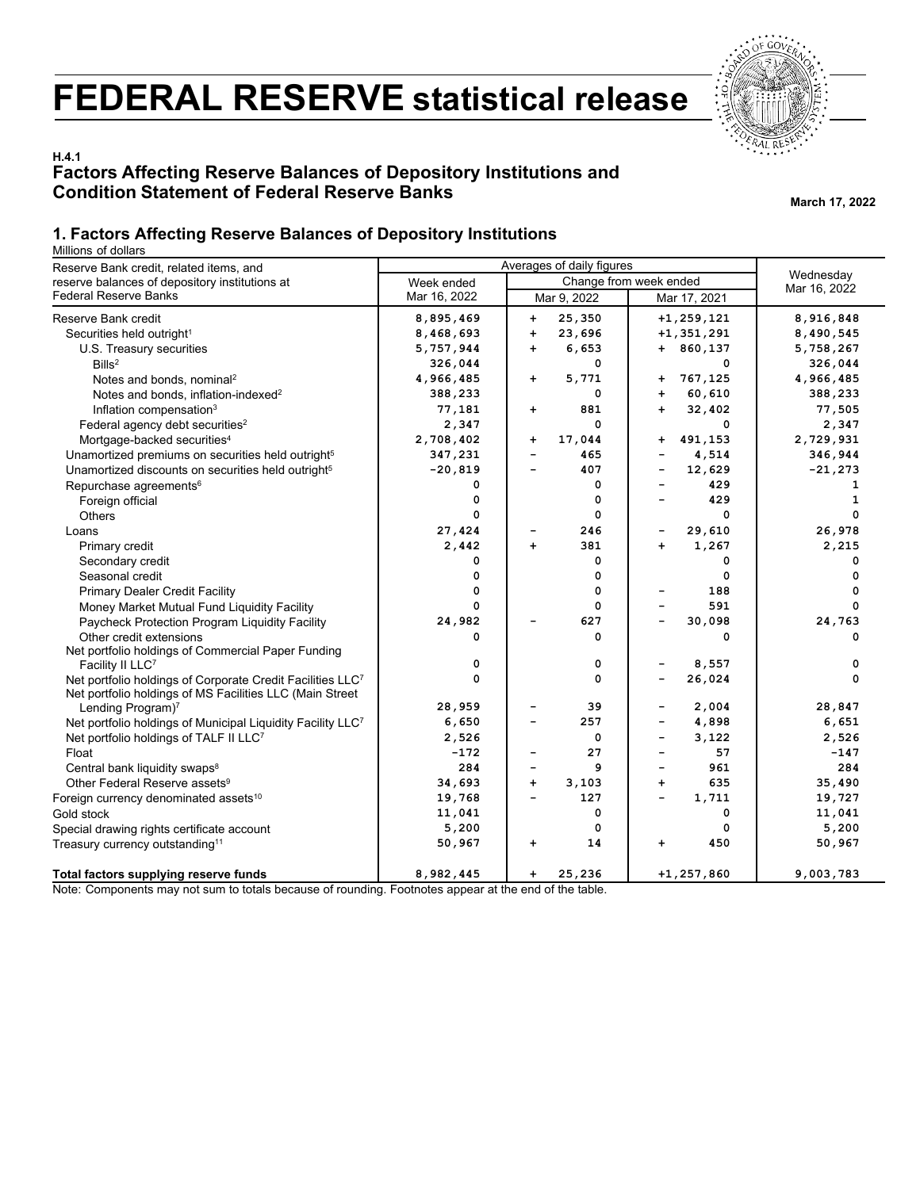# FEDERAL RESERVE statistical release

**H.4.1**
## Factors Affecting Reserve Balances of Depository Institutions and Condition Statement of Federal Reserve Banks

**March 17, 2022**

### 1. Factors Affecting Reserve Balances of Depository Institutions

Millions of dollars

| Reserve Bank credit, related items, and reserve balances of depository institutions at Federal Reserve Banks | Averages of daily figures | | | Wednesday Mar 16, 2022 |
|---|---|---|---|---|
| | Week ended Mar 16, 2022 | Change from week ended | | |
| | | Mar 9, 2022 | Mar 17, 2021 | |
| Reserve Bank credit | 8,895,469 | + 25,350 | +1,259,121 | 8,916,848 |
| Securities held outright[1] | 8,468,693 | + 23,696 | +1,351,291 | 8,490,545 |
| U.S. Treasury securities | 5,757,944 | + 6,653 | + 860,137 | 5,758,267 |
| Bills[2] | 326,044 | 0 | 0 | 326,044 |
| Notes and bonds, nominal[2] | 4,966,485 | + 5,771 | + 767,125 | 4,966,485 |
| Notes and bonds, inflation-indexed[2] | 388,233 | 0 | + 60,610 | 388,233 |
| Inflation compensation[3] | 77,181 | + 881 | + 32,402 | 77,505 |
| Federal agency debt securities[2] | 2,347 | 0 | 0 | 2,347 |
| Mortgage-backed securities[4] | 2,708,402 | + 17,044 | + 491,153 | 2,729,931 |
| Unamortized premiums on securities held outright[5] | 347,231 | − 465 | − 4,514 | 346,944 |
| Unamortized discounts on securities held outright[5] | -20,819 | − 407 | − 12,629 | -21,273 |
| Repurchase agreements[6] | 0 | 0 | − 429 | 1 |
| Foreign official | 0 | 0 | − 429 | 1 |
| Others | 0 | 0 | 0 | 0 |
| Loans | 27,424 | − 246 | − 29,610 | 26,978 |
| Primary credit | 2,442 | + 381 | + 1,267 | 2,215 |
| Secondary credit | 0 | 0 | 0 | 0 |
| Seasonal credit | 0 | 0 | 0 | 0 |
| Primary Dealer Credit Facility | 0 | 0 | − 188 | 0 |
| Money Market Mutual Fund Liquidity Facility | 0 | 0 | − 591 | 0 |
| Paycheck Protection Program Liquidity Facility | 24,982 | − 627 | − 30,098 | 24,763 |
| Other credit extensions | 0 | 0 | 0 | 0 |
| Net portfolio holdings of Commercial Paper Funding Facility II LLC[7] | 0 | 0 | − 8,557 | 0 |
| Net portfolio holdings of Corporate Credit Facilities LLC[7] | 0 | 0 | − 26,024 | 0 |
| Net portfolio holdings of MS Facilities LLC (Main Street Lending Program)[7] | 28,959 | − 39 | − 2,004 | 28,847 |
| Net portfolio holdings of Municipal Liquidity Facility LLC[7] | 6,650 | − 257 | − 4,898 | 6,651 |
| Net portfolio holdings of TALF II LLC[7] | 2,526 | 0 | − 3,122 | 2,526 |
| Float | -172 | − 27 | − 57 | -147 |
| Central bank liquidity swaps[8] | 284 | − 9 | − 961 | 284 |
| Other Federal Reserve assets[9] | 34,693 | + 3,103 | + 635 | 35,490 |
| Foreign currency denominated assets[10] | 19,768 | − 127 | − 1,711 | 19,727 |
| Gold stock | 11,041 | 0 | 0 | 11,041 |
| Special drawing rights certificate account | 5,200 | 0 | 0 | 5,200 |
| Treasury currency outstanding[11] | 50,967 | + 14 | + 450 | 50,967 |
| **Total factors supplying reserve funds** | 8,982,445 | + 25,236 | +1,257,860 | 9,003,783 |

Note: Components may not sum to totals because of rounding. Footnotes appear at the end of the table.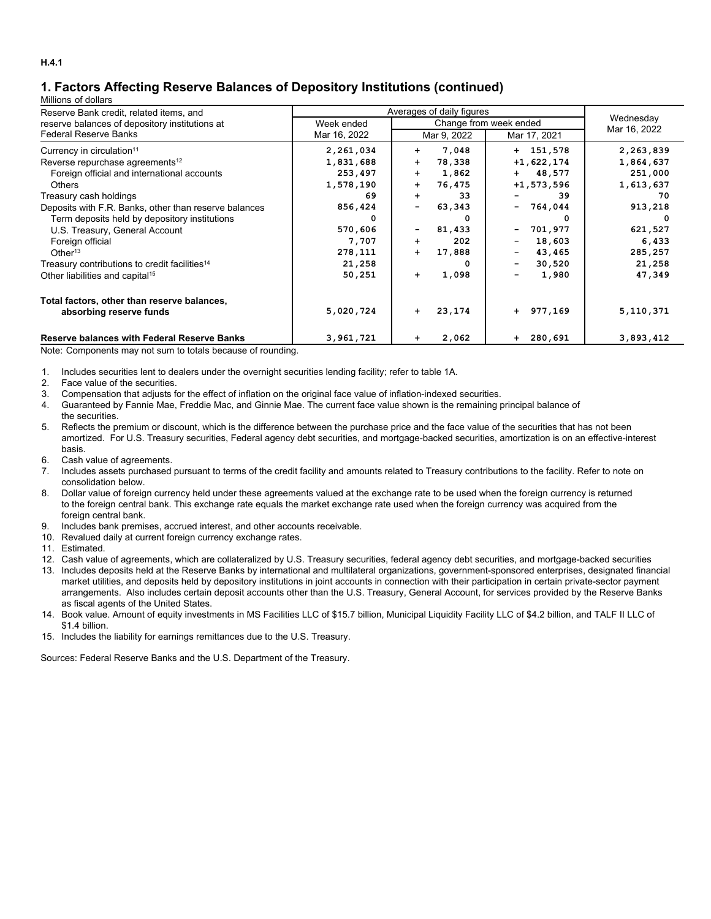H.4.1

## 1. Factors Affecting Reserve Balances of Depository Institutions (continued)

Millions of dollars

| Reserve Bank credit, related items, and reserve balances of depository institutions at Federal Reserve Banks | Averages of daily figures | | | Wednesday Mar 16, 2022 |
|---|---|---|---|---|
| | Week ended Mar 16, 2022 | Change from week ended | | |
| | | Mar 9, 2022 | Mar 17, 2021 | |
| Currency in circulation[11] | 2,261,034 | + 7,048 | + 151,578 | 2,263,839 |
| Reverse repurchase agreements[12] | 1,831,688 | + 78,338 | +1,622,174 | 1,864,637 |
| Foreign official and international accounts | 253,497 | + 1,862 | + 48,577 | 251,000 |
| Others | 1,578,190 | + 76,475 | +1,573,596 | 1,613,637 |
| Treasury cash holdings | 69 | + 33 | - 39 | 70 |
| Deposits with F.R. Banks, other than reserve balances | 856,424 | - 63,343 | - 764,044 | 913,218 |
| Term deposits held by depository institutions | 0 | 0 | 0 | 0 |
| U.S. Treasury, General Account | 570,606 | - 81,433 | - 701,977 | 621,527 |
| Foreign official | 7,707 | + 202 | - 18,603 | 6,433 |
| Other[13] | 278,111 | + 17,888 | - 43,465 | 285,257 |
| Treasury contributions to credit facilities[14] | 21,258 | 0 | - 30,520 | 21,258 |
| Other liabilities and capital[15] | 50,251 | + 1,098 | - 1,980 | 47,349 |
| **Total factors, other than reserve balances, absorbing reserve funds** | 5,020,724 | + 23,174 | + 977,169 | 5,110,371 |
| **Reserve balances with Federal Reserve Banks** | 3,961,721 | + 2,062 | + 280,691 | 3,893,412 |

Note: Components may not sum to totals because of rounding.

1. Includes securities lent to dealers under the overnight securities lending facility; refer to table 1A.
2. Face value of the securities.
3. Compensation that adjusts for the effect of inflation on the original face value of inflation-indexed securities.
4. Guaranteed by Fannie Mae, Freddie Mac, and Ginnie Mae. The current face value shown is the remaining principal balance of the securities.
5. Reflects the premium or discount, which is the difference between the purchase price and the face value of the securities that has not been amortized. For U.S. Treasury securities, Federal agency debt securities, and mortgage-backed securities, amortization is on an effective-interest basis.
6. Cash value of agreements.
7. Includes assets purchased pursuant to terms of the credit facility and amounts related to Treasury contributions to the facility. Refer to note on consolidation below.
8. Dollar value of foreign currency held under these agreements valued at the exchange rate to be used when the foreign currency is returned to the foreign central bank. This exchange rate equals the market exchange rate used when the foreign currency was acquired from the foreign central bank.
9. Includes bank premises, accrued interest, and other accounts receivable.
10. Revalued daily at current foreign currency exchange rates.
11. Estimated.
12. Cash value of agreements, which are collateralized by U.S. Treasury securities, federal agency debt securities, and mortgage-backed securities
13. Includes deposits held at the Reserve Banks by international and multilateral organizations, government-sponsored enterprises, designated financial market utilities, and deposits held by depository institutions in joint accounts in connection with their participation in certain private-sector payment arrangements. Also includes certain deposit accounts other than the U.S. Treasury, General Account, for services provided by the Reserve Banks as fiscal agents of the United States.
14. Book value. Amount of equity investments in MS Facilities LLC of $15.7 billion, Municipal Liquidity Facility LLC of $4.2 billion, and TALF II LLC of $1.4 billion.
15. Includes the liability for earnings remittances due to the U.S. Treasury.

Sources: Federal Reserve Banks and the U.S. Department of the Treasury.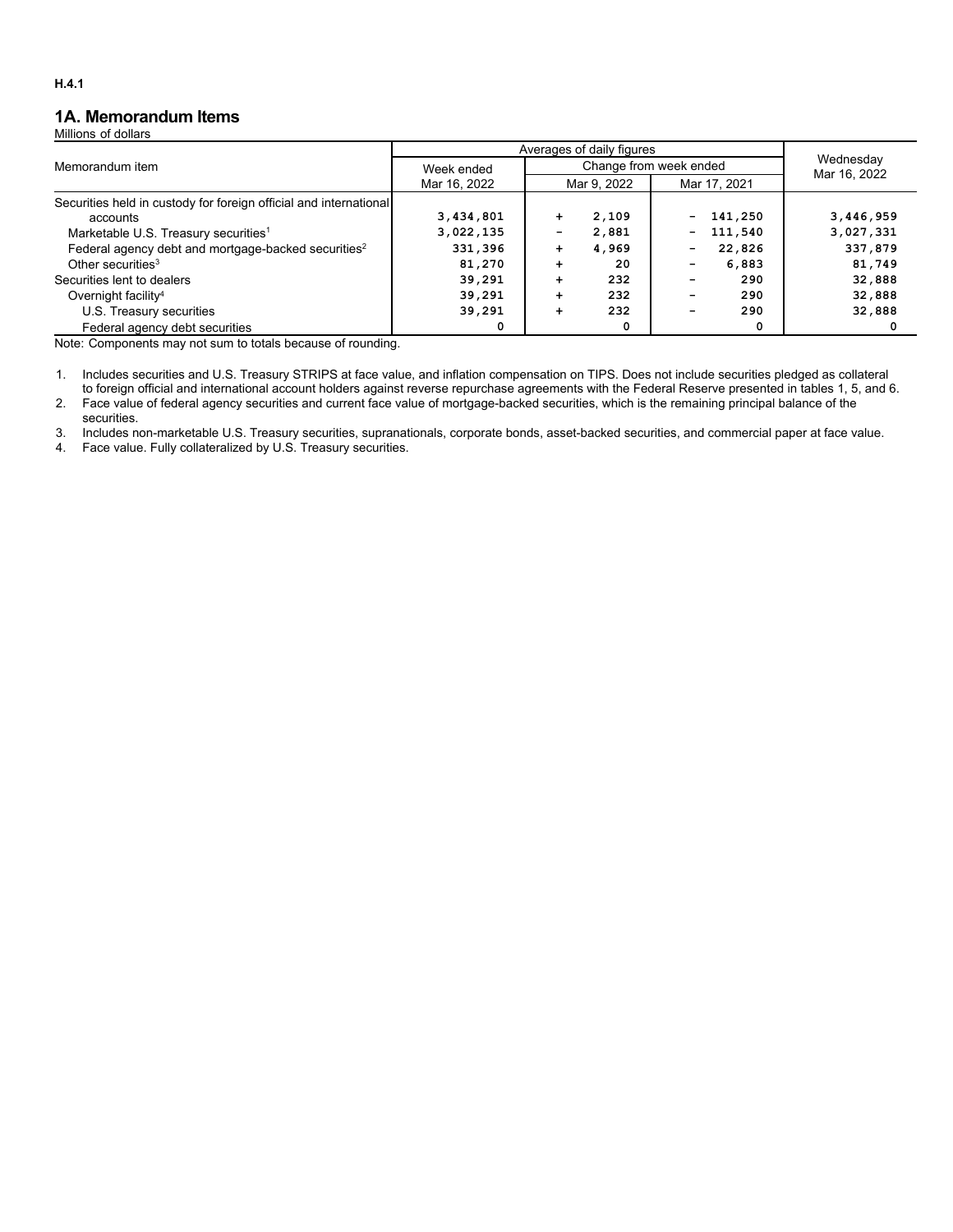H.4.1

## 1A. Memorandum Items

Millions of dollars

| Memorandum item | Averages of daily figures | | | Wednesday Mar 16, 2022 |
|---|---|---|---|---|
| | Week ended Mar 16, 2022 | Change from week ended | | |
| | | Mar 9, 2022 | Mar 17, 2021 | |
| Securities held in custody for foreign official and international accounts | 3,434,801 | + 2,109 | - 141,250 | 3,446,959 |
| Marketable U.S. Treasury securities[1] | 3,022,135 | - 2,881 | - 111,540 | 3,027,331 |
| Federal agency debt and mortgage-backed securities[2] | 331,396 | + 4,969 | - 22,826 | 337,879 |
| Other securities[3] | 81,270 | + 20 | - 6,883 | 81,749 |
| Securities lent to dealers | 39,291 | + 232 | - 290 | 32,888 |
| Overnight facility[4] | 39,291 | + 232 | - 290 | 32,888 |
| U.S. Treasury securities | 39,291 | + 232 | - 290 | 32,888 |
| Federal agency debt securities | 0 | 0 | 0 | 0 |

Note: Components may not sum to totals because of rounding.

1. Includes securities and U.S. Treasury STRIPS at face value, and inflation compensation on TIPS. Does not include securities pledged as collateral to foreign official and international account holders against reverse repurchase agreements with the Federal Reserve presented in tables 1, 5, and 6.
2. Face value of federal agency securities and current face value of mortgage-backed securities, which is the remaining principal balance of the securities.
3. Includes non-marketable U.S. Treasury securities, supranationals, corporate bonds, asset-backed securities, and commercial paper at face value.
4. Face value. Fully collateralized by U.S. Treasury securities.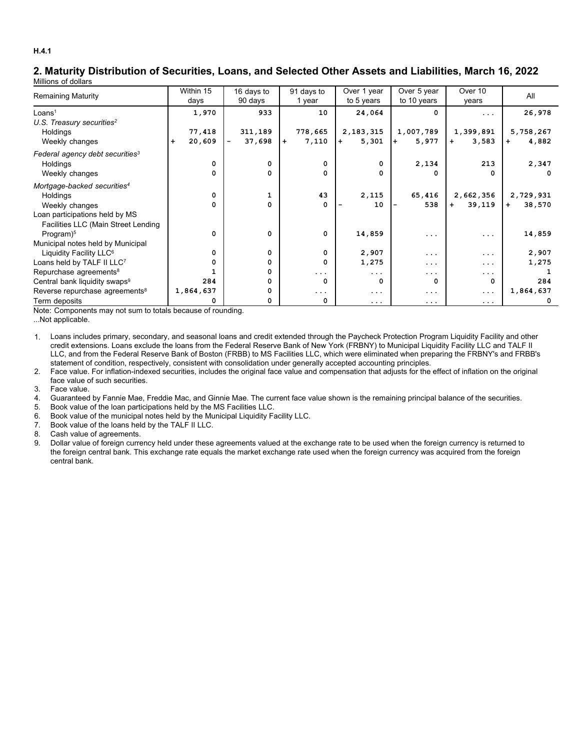H.4.1

## 2. Maturity Distribution of Securities, Loans, and Selected Other Assets and Liabilities, March 16, 2022

Millions of dollars

| Remaining Maturity | Within 15 days | 16 days to 90 days | 91 days to 1 year | Over 1 year to 5 years | Over 5 year to 10 years | Over 10 years | All |
|---|---|---|---|---|---|---|---|
| Loans[1] | 1,970 | 933 | 10 | 24,064 | 0 | ... | 26,978 |
| *U.S. Treasury securities[2]* | | | | | | | |
| Holdings | 77,418 | 311,189 | 778,665 | 2,183,315 | 1,007,789 | 1,399,891 | 5,758,267 |
| Weekly changes | + 20,609 | - 37,698 | + 7,110 | + 5,301 | + 5,977 | + 3,583 | + 4,882 |
| *Federal agency debt securities[3]* | | | | | | | |
| Holdings | 0 | 0 | 0 | 0 | 2,134 | 213 | 2,347 |
| Weekly changes | 0 | 0 | 0 | 0 | 0 | 0 | 0 |
| *Mortgage-backed securities[4]* | | | | | | | |
| Holdings | 0 | 1 | 43 | 2,115 | 65,416 | 2,662,356 | 2,729,931 |
| Weekly changes | 0 | 0 | 0 | - 10 | - 538 | + 39,119 | + 38,570 |
| Loan participations held by MS Facilities LLC (Main Street Lending Program)[5] | 0 | 0 | 0 | 14,859 | ... | ... | 14,859 |
| Municipal notes held by Municipal Liquidity Facility LLC[6] | 0 | 0 | 0 | 2,907 | ... | ... | 2,907 |
| Loans held by TALF II LLC[7] | 0 | 0 | 0 | 1,275 | ... | ... | 1,275 |
| Repurchase agreements[8] | 1 | 0 | ... | ... | ... | ... | 1 |
| Central bank liquidity swaps[9] | 284 | 0 | 0 | 0 | 0 | 0 | 284 |
| Reverse repurchase agreements[8] | 1,864,637 | 0 | ... | ... | ... | ... | 1,864,637 |
| Term deposits | 0 | 0 | 0 | ... | ... | ... | 0 |

Note: Components may not sum to totals because of rounding.

...Not applicable.

1. Loans includes primary, secondary, and seasonal loans and credit extended through the Paycheck Protection Program Liquidity Facility and other credit extensions. Loans exclude the loans from the Federal Reserve Bank of New York (FRBNY) to Municipal Liquidity Facility LLC and TALF II LLC, and from the Federal Reserve Bank of Boston (FRBB) to MS Facilities LLC, which were eliminated when preparing the FRBNY's and FRBB's statement of condition, respectively, consistent with consolidation under generally accepted accounting principles.
2. Face value. For inflation-indexed securities, includes the original face value and compensation that adjusts for the effect of inflation on the original face value of such securities.
3. Face value.
4. Guaranteed by Fannie Mae, Freddie Mac, and Ginnie Mae. The current face value shown is the remaining principal balance of the securities.
5. Book value of the loan participations held by the MS Facilities LLC.
6. Book value of the municipal notes held by the Municipal Liquidity Facility LLC.
7. Book value of the loans held by the TALF II LLC.
8. Cash value of agreements.
9. Dollar value of foreign currency held under these agreements valued at the exchange rate to be used when the foreign currency is returned to the foreign central bank. This exchange rate equals the market exchange rate used when the foreign currency was acquired from the foreign central bank.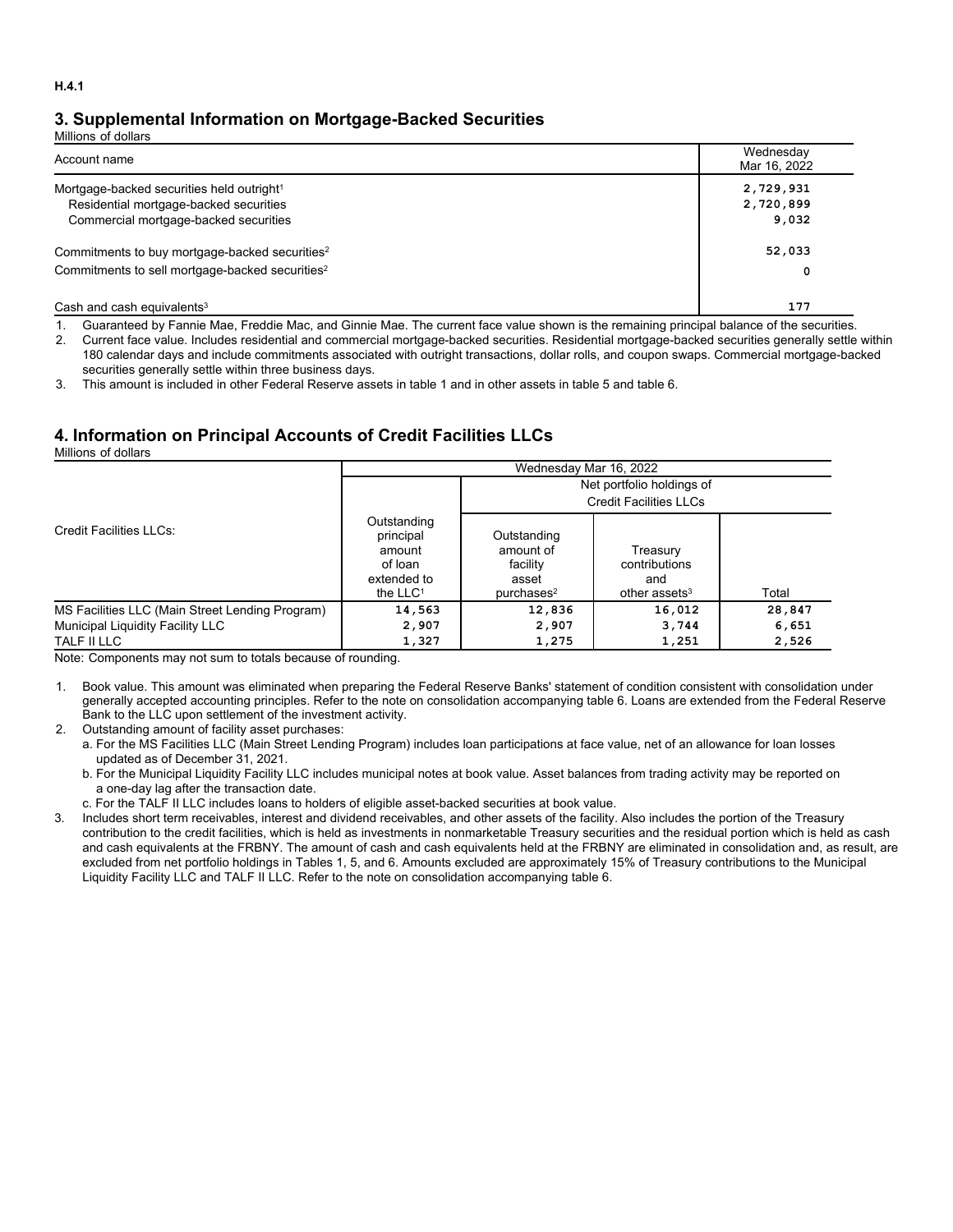H.4.1

## 3. Supplemental Information on Mortgage-Backed Securities

Millions of dollars

| Account name | Wednesday Mar 16, 2022 |
| --- | --- |
| Mortgage-backed securities held outright[1] | 2,729,931 |
| Residential mortgage-backed securities | 2,720,899 |
| Commercial mortgage-backed securities | 9,032 |
| Commitments to buy mortgage-backed securities[2] | 52,033 |
| Commitments to sell mortgage-backed securities[2] | 0 |
| Cash and cash equivalents[3] | 177 |

1. Guaranteed by Fannie Mae, Freddie Mac, and Ginnie Mae. The current face value shown is the remaining principal balance of the securities.
2. Current face value. Includes residential and commercial mortgage-backed securities. Residential mortgage-backed securities generally settle within 180 calendar days and include commitments associated with outright transactions, dollar rolls, and coupon swaps. Commercial mortgage-backed securities generally settle within three business days.
3. This amount is included in other Federal Reserve assets in table 1 and in other assets in table 5 and table 6.

## 4. Information on Principal Accounts of Credit Facilities LLCs

Millions of dollars

| Credit Facilities LLCs: | Wednesday Mar 16, 2022 | | | |
| --- | --- | --- | --- | --- |
| | | Net portfolio holdings of Credit Facilities LLCs | | |
| | Outstanding principal amount of loan extended to the LLC[1] | Outstanding amount of facility asset purchases[2] | Treasury contributions and other assets[3] | Total |
| MS Facilities LLC (Main Street Lending Program) | 14,563 | 12,836 | 16,012 | 28,847 |
| Municipal Liquidity Facility LLC | 2,907 | 2,907 | 3,744 | 6,651 |
| TALF II LLC | 1,327 | 1,275 | 1,251 | 2,526 |

Note: Components may not sum to totals because of rounding.

1. Book value. This amount was eliminated when preparing the Federal Reserve Banks' statement of condition consistent with consolidation under generally accepted accounting principles. Refer to the note on consolidation accompanying table 6. Loans are extended from the Federal Reserve Bank to the LLC upon settlement of the investment activity.
2. Outstanding amount of facility asset purchases:
   a. For the MS Facilities LLC (Main Street Lending Program) includes loan participations at face value, net of an allowance for loan losses updated as of December 31, 2021.
   b. For the Municipal Liquidity Facility LLC includes municipal notes at book value. Asset balances from trading activity may be reported on a one-day lag after the transaction date.
   c. For the TALF II LLC includes loans to holders of eligible asset-backed securities at book value.
3. Includes short term receivables, interest and dividend receivables, and other assets of the facility. Also includes the portion of the Treasury contribution to the credit facilities, which is held as investments in nonmarketable Treasury securities and the residual portion which is held as cash and cash equivalents at the FRBNY. The amount of cash and cash equivalents held at the FRBNY are eliminated in consolidation and, as result, are excluded from net portfolio holdings in Tables 1, 5, and 6. Amounts excluded are approximately 15% of Treasury contributions to the Municipal Liquidity Facility LLC and TALF II LLC. Refer to the note on consolidation accompanying table 6.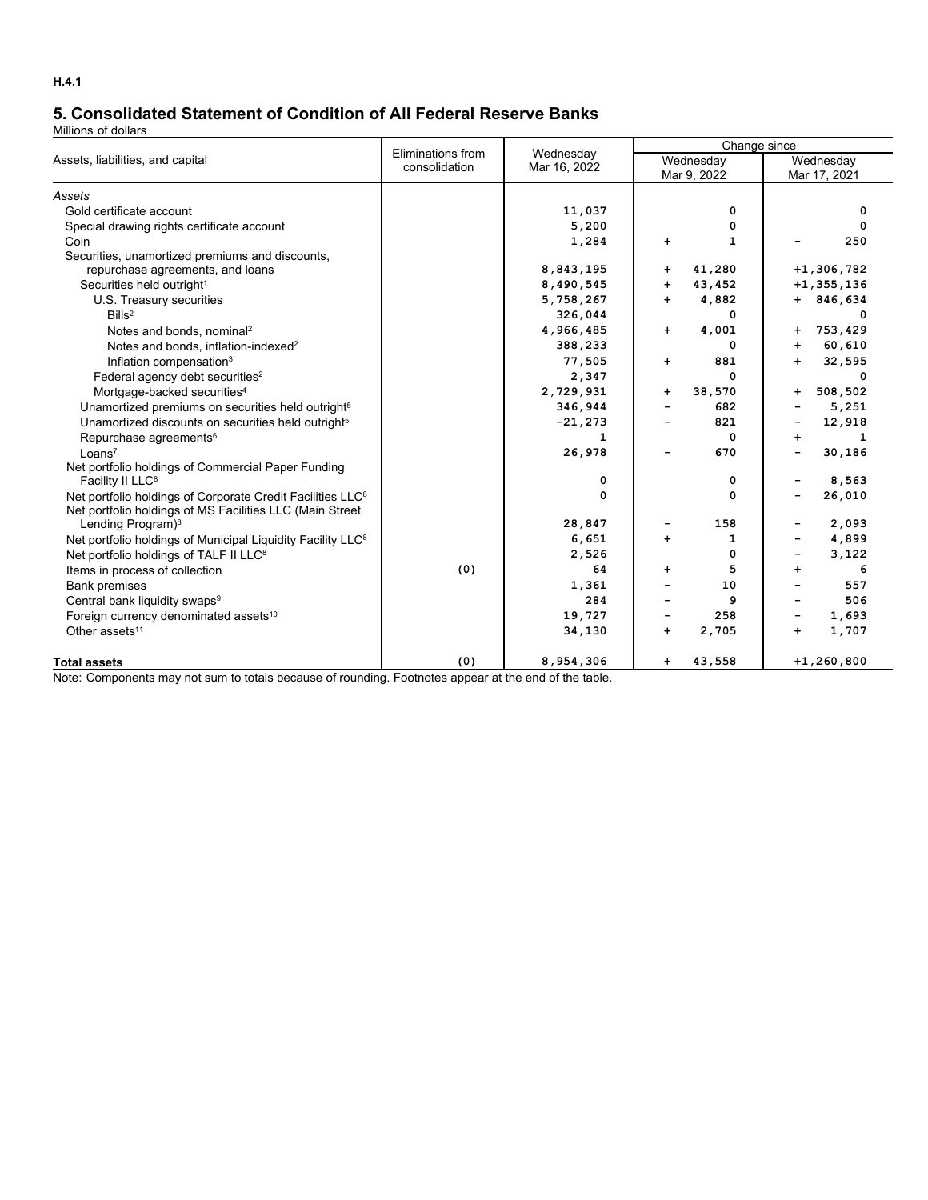H.4.1

## 5. Consolidated Statement of Condition of All Federal Reserve Banks

Millions of dollars

| Assets, liabilities, and capital | Eliminations from consolidation | Wednesday Mar 16, 2022 | Change since Wednesday Mar 9, 2022 | Change since Wednesday Mar 17, 2021 |
|---|---|---|---|---|
| *Assets* | | | | |
| Gold certificate account | | 11,037 | 0 | 0 |
| Special drawing rights certificate account | | 5,200 | 0 | 0 |
| Coin | | 1,284 | + 1 | − 250 |
| Securities, unamortized premiums and discounts, repurchase agreements, and loans | | 8,843,195 | + 41,280 | +1,306,782 |
| Securities held outright[1] | | 8,490,545 | + 43,452 | +1,355,136 |
| U.S. Treasury securities | | 5,758,267 | + 4,882 | + 846,634 |
| Bills[2] | | 326,044 | 0 | 0 |
| Notes and bonds, nominal[2] | | 4,966,485 | + 4,001 | + 753,429 |
| Notes and bonds, inflation-indexed[2] | | 388,233 | 0 | + 60,610 |
| Inflation compensation[3] | | 77,505 | + 881 | + 32,595 |
| Federal agency debt securities[2] | | 2,347 | 0 | 0 |
| Mortgage-backed securities[4] | | 2,729,931 | + 38,570 | + 508,502 |
| Unamortized premiums on securities held outright[5] | | 346,944 | − 682 | − 5,251 |
| Unamortized discounts on securities held outright[5] | | -21,273 | − 821 | − 12,918 |
| Repurchase agreements[6] | | 1 | 0 | + 1 |
| Loans[7] | | 26,978 | − 670 | − 30,186 |
| Net portfolio holdings of Commercial Paper Funding Facility II LLC[8] | | 0 | 0 | − 8,563 |
| Net portfolio holdings of Corporate Credit Facilities LLC[8] | | 0 | 0 | − 26,010 |
| Net portfolio holdings of MS Facilities LLC (Main Street Lending Program)[8] | | 28,847 | − 158 | − 2,093 |
| Net portfolio holdings of Municipal Liquidity Facility LLC[8] | | 6,651 | + 1 | − 4,899 |
| Net portfolio holdings of TALF II LLC[8] | | 2,526 | 0 | − 3,122 |
| Items in process of collection | (0) | 64 | + 5 | + 6 |
| Bank premises | | 1,361 | − 10 | − 557 |
| Central bank liquidity swaps[9] | | 284 | − 9 | − 506 |
| Foreign currency denominated assets[10] | | 19,727 | − 258 | − 1,693 |
| Other assets[11] | | 34,130 | + 2,705 | + 1,707 |
| **Total assets** | (0) | 8,954,306 | + 43,558 | +1,260,800 |

Note: Components may not sum to totals because of rounding. Footnotes appear at the end of the table.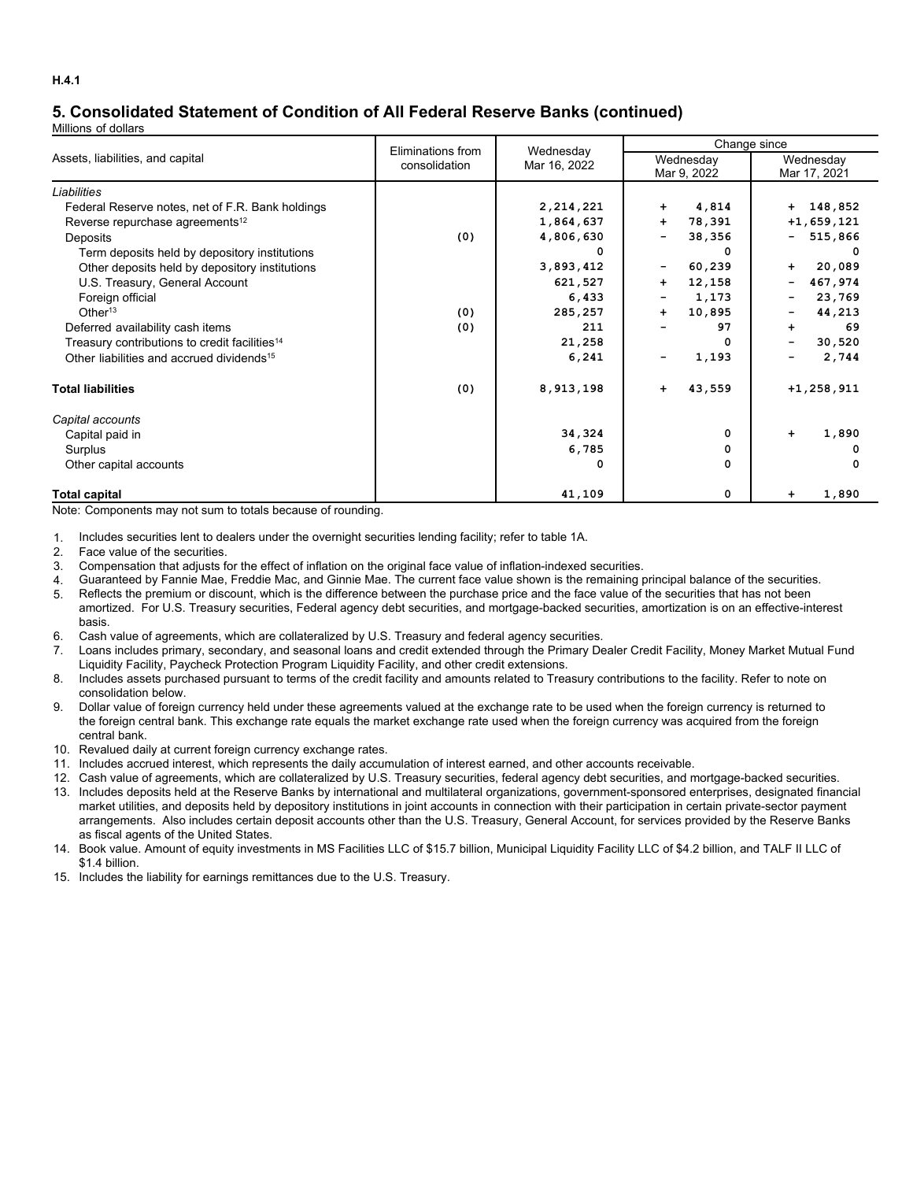H.4.1

## 5. Consolidated Statement of Condition of All Federal Reserve Banks (continued)

Millions of dollars

| Assets, liabilities, and capital | Eliminations from consolidation | Wednesday Mar 16, 2022 | Change since | |
|---|---|---|---|---|
| | | | Wednesday Mar 9, 2022 | Wednesday Mar 17, 2021 |
| *Liabilities* | | | | |
| Federal Reserve notes, net of F.R. Bank holdings | | 2,214,221 | + 4,814 | + 148,852 |
| Reverse repurchase agreements[12] | | 1,864,637 | + 78,391 | +1,659,121 |
| Deposits | (0) | 4,806,630 | - 38,356 | - 515,866 |
| Term deposits held by depository institutions | | 0 | 0 | 0 |
| Other deposits held by depository institutions | | 3,893,412 | - 60,239 | + 20,089 |
| U.S. Treasury, General Account | | 621,527 | + 12,158 | - 467,974 |
| Foreign official | | 6,433 | - 1,173 | - 23,769 |
| Other[13] | (0) | 285,257 | + 10,895 | - 44,213 |
| Deferred availability cash items | (0) | 211 | - 97 | + 69 |
| Treasury contributions to credit facilities[14] | | 21,258 | 0 | - 30,520 |
| Other liabilities and accrued dividends[15] | | 6,241 | - 1,193 | - 2,744 |
| **Total liabilities** | (0) | 8,913,198 | + 43,559 | +1,258,911 |
| *Capital accounts* | | | | |
| Capital paid in | | 34,324 | 0 | + 1,890 |
| Surplus | | 6,785 | 0 | 0 |
| Other capital accounts | | 0 | 0 | 0 |
| **Total capital** | | 41,109 | 0 | + 1,890 |

Note: Components may not sum to totals because of rounding.

1. Includes securities lent to dealers under the overnight securities lending facility; refer to table 1A.
2. Face value of the securities.
3. Compensation that adjusts for the effect of inflation on the original face value of inflation-indexed securities.
4. Guaranteed by Fannie Mae, Freddie Mac, and Ginnie Mae. The current face value shown is the remaining principal balance of the securities.
5. Reflects the premium or discount, which is the difference between the purchase price and the face value of the securities that has not been amortized. For U.S. Treasury securities, Federal agency debt securities, and mortgage-backed securities, amortization is on an effective-interest basis.
6. Cash value of agreements, which are collateralized by U.S. Treasury and federal agency securities.
7. Loans includes primary, secondary, and seasonal loans and credit extended through the Primary Dealer Credit Facility, Money Market Mutual Fund Liquidity Facility, Paycheck Protection Program Liquidity Facility, and other credit extensions.
8. Includes assets purchased pursuant to terms of the credit facility and amounts related to Treasury contributions to the facility. Refer to note on consolidation below.
9. Dollar value of foreign currency held under these agreements valued at the exchange rate to be used when the foreign currency is returned to the foreign central bank. This exchange rate equals the market exchange rate used when the foreign currency was acquired from the foreign central bank.
10. Revalued daily at current foreign currency exchange rates.
11. Includes accrued interest, which represents the daily accumulation of interest earned, and other accounts receivable.
12. Cash value of agreements, which are collateralized by U.S. Treasury securities, federal agency debt securities, and mortgage-backed securities.
13. Includes deposits held at the Reserve Banks by international and multilateral organizations, government-sponsored enterprises, designated financial market utilities, and deposits held by depository institutions in joint accounts in connection with their participation in certain private-sector payment arrangements. Also includes certain deposit accounts other than the U.S. Treasury, General Account, for services provided by the Reserve Banks as fiscal agents of the United States.
14. Book value. Amount of equity investments in MS Facilities LLC of $15.7 billion, Municipal Liquidity Facility LLC of $4.2 billion, and TALF II LLC of $1.4 billion.
15. Includes the liability for earnings remittances due to the U.S. Treasury.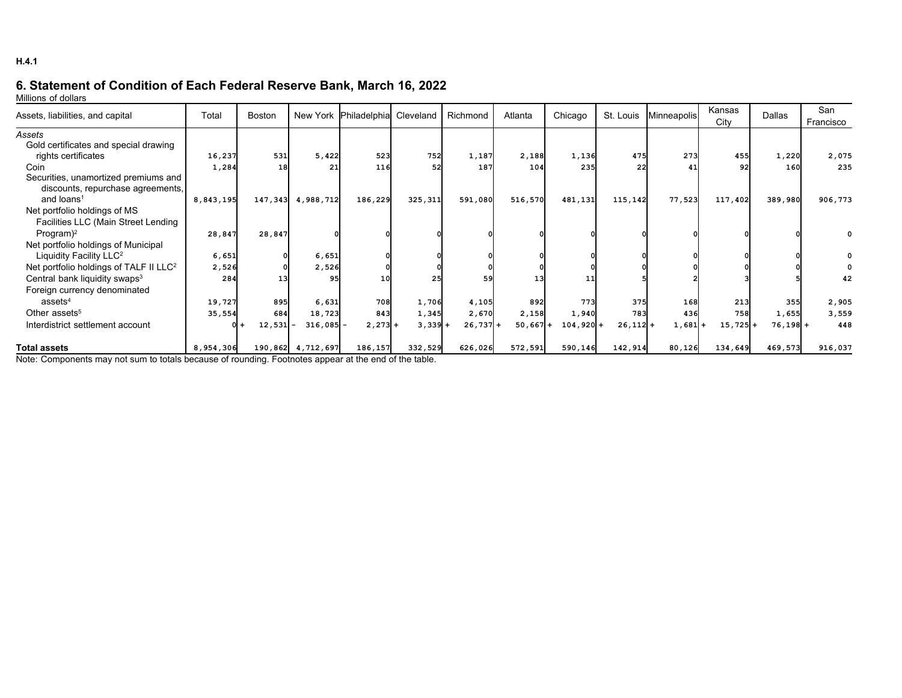H.4.1

## 6. Statement of Condition of Each Federal Reserve Bank, March 16, 2022

Millions of dollars

| Assets, liabilities, and capital | Total | Boston | New York | Philadelphia | Cleveland | Richmond | Atlanta | Chicago | St. Louis | Minneapolis | Kansas City | Dallas | San Francisco |
|---|---|---|---|---|---|---|---|---|---|---|---|---|---|
| *Assets* | | | | | | | | | | | | | |
| Gold certificates and special drawing rights certificates | 16,237 | 531 | 5,422 | 523 | 752 | 1,187 | 2,188 | 1,136 | 475 | 273 | 455 | 1,220 | 2,075 |
| Coin | 1,284 | 18 | 21 | 116 | 52 | 187 | 104 | 235 | 22 | 41 | 92 | 160 | 235 |
| Securities, unamortized premiums and discounts, repurchase agreements, and loans[1] | 8,843,195 | 147,343 | 4,988,712 | 186,229 | 325,311 | 591,080 | 516,570 | 481,131 | 115,142 | 77,523 | 117,402 | 389,980 | 906,773 |
| Net portfolio holdings of MS Facilities LLC (Main Street Lending Program)[2] | 28,847 | 28,847 | 0 | 0 | 0 | 0 | 0 | 0 | 0 | 0 | 0 | 0 | 0 |
| Net portfolio holdings of Municipal Liquidity Facility LLC[2] | 6,651 | 0 | 6,651 | 0 | 0 | 0 | 0 | 0 | 0 | 0 | 0 | 0 | 0 |
| Net portfolio holdings of TALF II LLC[2] | 2,526 | 0 | 2,526 | 0 | 0 | 0 | 0 | 0 | 0 | 0 | 0 | 0 | 0 |
| Central bank liquidity swaps[3] | 284 | 13 | 95 | 10 | 25 | 59 | 13 | 11 | 5 | 2 | 3 | 5 | 42 |
| Foreign currency denominated assets[4] | 19,727 | 895 | 6,631 | 708 | 1,706 | 4,105 | 892 | 773 | 375 | 168 | 213 | 355 | 2,905 |
| Other assets[5] | 35,554 | 684 | 18,723 | 843 | 1,345 | 2,670 | 2,158 | 1,940 | 783 | 436 | 758 | 1,655 | 3,559 |
| Interdistrict settlement account | 0 | + 12,531 | - 316,085 | - 2,273 | + 3,339 | + 26,737 | + 50,667 | + 104,920 | + 26,112 | + 1,681 | + 15,725 | + 76,198 | + 448 |
| **Total assets** | 8,954,306 | 190,862 | 4,712,697 | 186,157 | 332,529 | 626,026 | 572,591 | 590,146 | 142,914 | 80,126 | 134,649 | 469,573 | 916,037 |

Note: Components may not sum to totals because of rounding. Footnotes appear at the end of the table.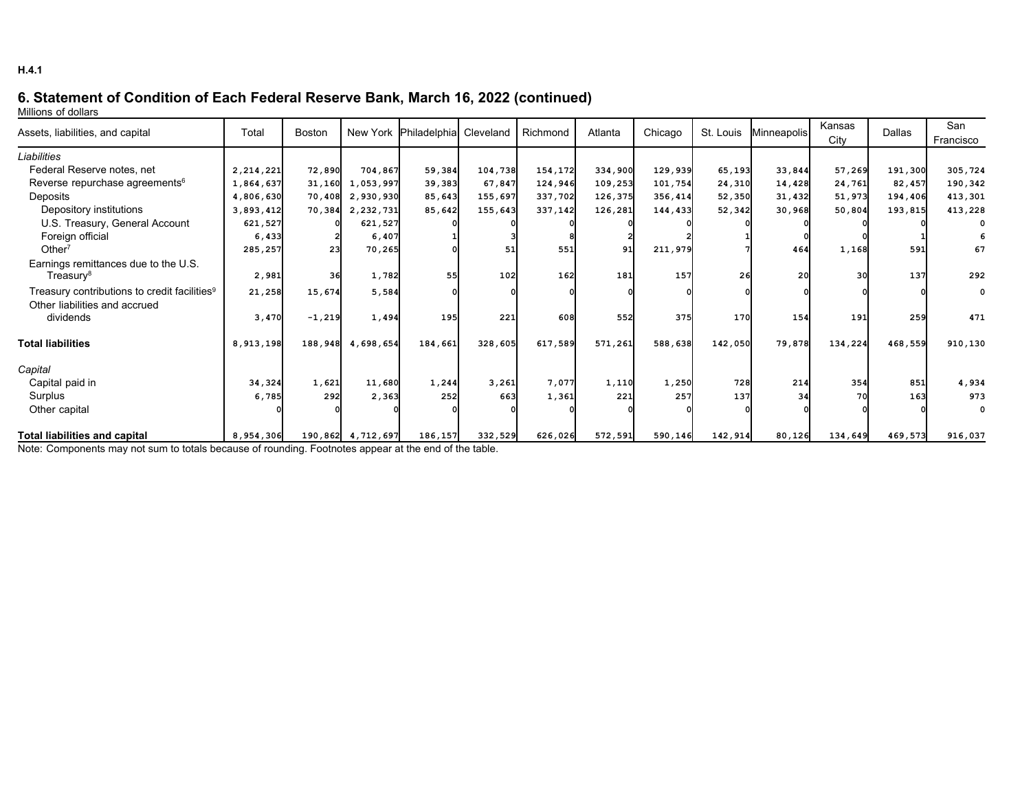H.4.1

## 6. Statement of Condition of Each Federal Reserve Bank, March 16, 2022 (continued)

Millions of dollars

| Assets, liabilities, and capital | Total | Boston | New York | Philadelphia | Cleveland | Richmond | Atlanta | Chicago | St. Louis | Minneapolis | Kansas City | Dallas | San Francisco |
|---|---|---|---|---|---|---|---|---|---|---|---|---|---|
| *Liabilities* | | | | | | | | | | | | | |
| Federal Reserve notes, net | 2,214,221 | 72,890 | 704,867 | 59,384 | 104,738 | 154,172 | 334,900 | 129,939 | 65,193 | 33,844 | 57,269 | 191,300 | 305,724 |
| Reverse repurchase agreements[6] | 1,864,637 | 31,160 | 1,053,997 | 39,383 | 67,847 | 124,946 | 109,253 | 101,754 | 24,310 | 14,428 | 24,761 | 82,457 | 190,342 |
| Deposits | 4,806,630 | 70,408 | 2,930,930 | 85,643 | 155,697 | 337,702 | 126,375 | 356,414 | 52,350 | 31,432 | 51,973 | 194,406 | 413,301 |
| Depository institutions | 3,893,412 | 70,384 | 2,232,731 | 85,642 | 155,643 | 337,142 | 126,281 | 144,433 | 52,342 | 30,968 | 50,804 | 193,815 | 413,228 |
| U.S. Treasury, General Account | 621,527 | 0 | 621,527 | 0 | 0 | 0 | 0 | 0 | 0 | 0 | 0 | 0 | 0 |
| Foreign official | 6,433 | 2 | 6,407 | 1 | 3 | 8 | 2 | 2 | 1 | 0 | 0 | 1 | 6 |
| Other[7] | 285,257 | 23 | 70,265 | 0 | 51 | 551 | 91 | 211,979 | 7 | 464 | 1,168 | 591 | 67 |
| Earnings remittances due to the U.S. Treasury[8] | 2,981 | 36 | 1,782 | 55 | 102 | 162 | 181 | 157 | 26 | 20 | 30 | 137 | 292 |
| Treasury contributions to credit facilities[9] | 21,258 | 15,674 | 5,584 | 0 | 0 | 0 | 0 | 0 | 0 | 0 | 0 | 0 | 0 |
| Other liabilities and accrued dividends | 3,470 | -1,219 | 1,494 | 195 | 221 | 608 | 552 | 375 | 170 | 154 | 191 | 259 | 471 |
| **Total liabilities** | 8,913,198 | 188,948 | 4,698,654 | 184,661 | 328,605 | 617,589 | 571,261 | 588,638 | 142,050 | 79,878 | 134,224 | 468,559 | 910,130 |
| *Capital* | | | | | | | | | | | | | |
| Capital paid in | 34,324 | 1,621 | 11,680 | 1,244 | 3,261 | 7,077 | 1,110 | 1,250 | 728 | 214 | 354 | 851 | 4,934 |
| Surplus | 6,785 | 292 | 2,363 | 252 | 663 | 1,361 | 221 | 257 | 137 | 34 | 70 | 163 | 973 |
| Other capital | 0 | 0 | 0 | 0 | 0 | 0 | 0 | 0 | 0 | 0 | 0 | 0 | 0 |
| **Total liabilities and capital** | 8,954,306 | 190,862 | 4,712,697 | 186,157 | 332,529 | 626,026 | 572,591 | 590,146 | 142,914 | 80,126 | 134,649 | 469,573 | 916,037 |

Note: Components may not sum to totals because of rounding. Footnotes appear at the end of the table.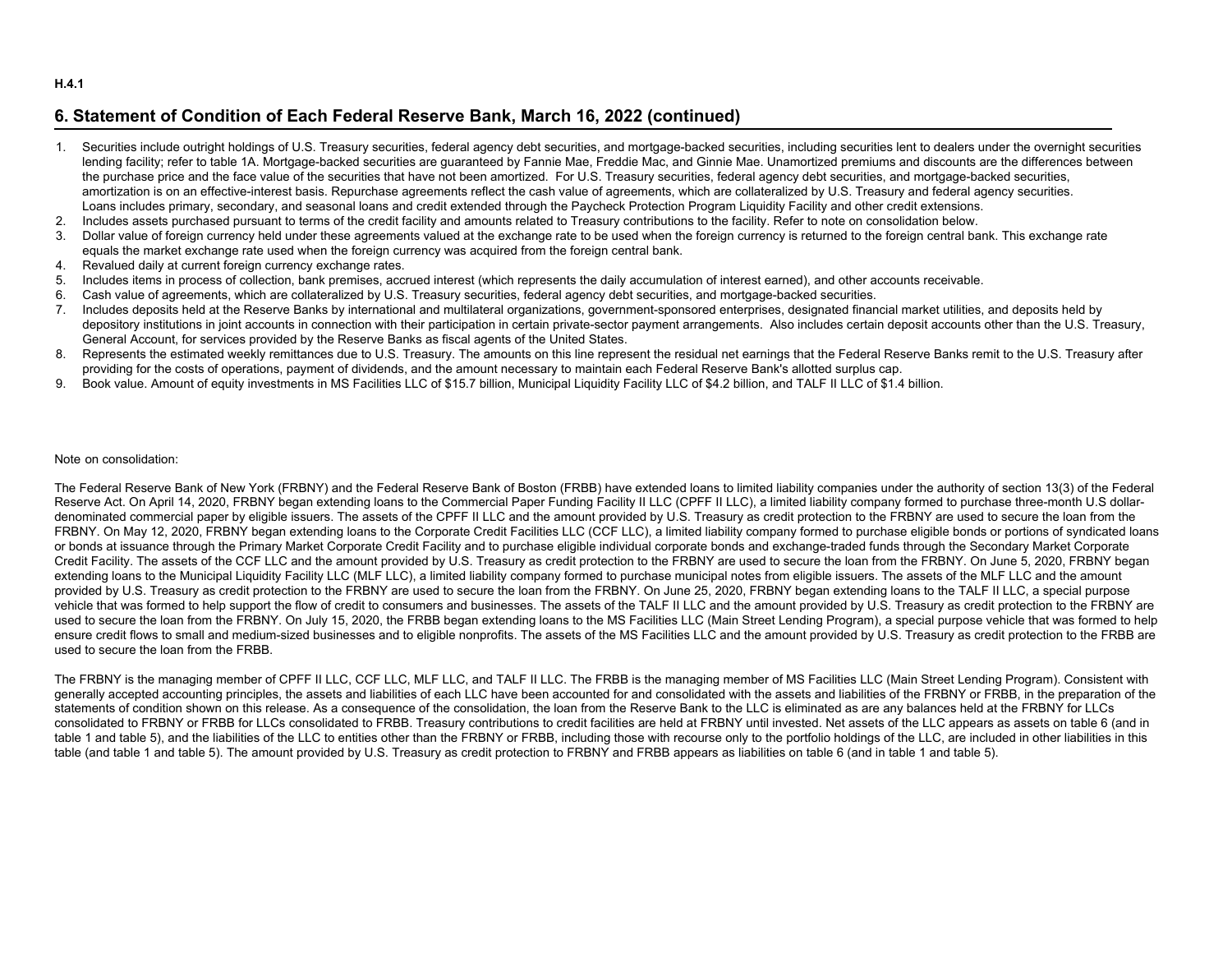## 6. Statement of Condition of Each Federal Reserve Bank, March 16, 2022 (continued)

1. Securities include outright holdings of U.S. Treasury securities, federal agency debt securities, and mortgage-backed securities, including securities lent to dealers under the overnight securities lending facility; refer to table 1A. Mortgage-backed securities are guaranteed by Fannie Mae, Freddie Mac, and Ginnie Mae. Unamortized premiums and discounts are the differences between the purchase price and the face value of the securities that have not been amortized. For U.S. Treasury securities, federal agency debt securities, and mortgage-backed securities, amortization is on an effective-interest basis. Repurchase agreements reflect the cash value of agreements, which are collateralized by U.S. Treasury and federal agency securities. Loans includes primary, secondary, and seasonal loans and credit extended through the Paycheck Protection Program Liquidity Facility and other credit extensions.
2. Includes assets purchased pursuant to terms of the credit facility and amounts related to Treasury contributions to the facility. Refer to note on consolidation below.
3. Dollar value of foreign currency held under these agreements valued at the exchange rate to be used when the foreign currency is returned to the foreign central bank. This exchange rate equals the market exchange rate used when the foreign currency was acquired from the foreign central bank.
4. Revalued daily at current foreign currency exchange rates.
5. Includes items in process of collection, bank premises, accrued interest (which represents the daily accumulation of interest earned), and other accounts receivable.
6. Cash value of agreements, which are collateralized by U.S. Treasury securities, federal agency debt securities, and mortgage-backed securities.
7. Includes deposits held at the Reserve Banks by international and multilateral organizations, government-sponsored enterprises, designated financial market utilities, and deposits held by depository institutions in joint accounts in connection with their participation in certain private-sector payment arrangements. Also includes certain deposit accounts other than the U.S. Treasury, General Account, for services provided by the Reserve Banks as fiscal agents of the United States.
8. Represents the estimated weekly remittances due to U.S. Treasury. The amounts on this line represent the residual net earnings that the Federal Reserve Banks remit to the U.S. Treasury after providing for the costs of operations, payment of dividends, and the amount necessary to maintain each Federal Reserve Bank's allotted surplus cap.
9. Book value. Amount of equity investments in MS Facilities LLC of $15.7 billion, Municipal Liquidity Facility LLC of $4.2 billion, and TALF II LLC of $1.4 billion.

Note on consolidation:

The Federal Reserve Bank of New York (FRBNY) and the Federal Reserve Bank of Boston (FRBB) have extended loans to limited liability companies under the authority of section 13(3) of the Federal Reserve Act. On April 14, 2020, FRBNY began extending loans to the Commercial Paper Funding Facility II LLC (CPFF II LLC), a limited liability company formed to purchase three-month U.S dollar-denominated commercial paper by eligible issuers. The assets of the CPFF II LLC and the amount provided by U.S. Treasury as credit protection to the FRBNY are used to secure the loan from the FRBNY. On May 12, 2020, FRBNY began extending loans to the Corporate Credit Facilities LLC (CCF LLC), a limited liability company formed to purchase eligible bonds or portions of syndicated loans or bonds at issuance through the Primary Market Corporate Credit Facility and to purchase eligible individual corporate bonds and exchange-traded funds through the Secondary Market Corporate Credit Facility. The assets of the CCF LLC and the amount provided by U.S. Treasury as credit protection to the FRBNY are used to secure the loan from the FRBNY. On June 5, 2020, FRBNY began extending loans to the Municipal Liquidity Facility LLC (MLF LLC), a limited liability company formed to purchase municipal notes from eligible issuers. The assets of the MLF LLC and the amount provided by U.S. Treasury as credit protection to the FRBNY are used to secure the loan from the FRBNY. On June 25, 2020, FRBNY began extending loans to the TALF II LLC, a special purpose vehicle that was formed to help support the flow of credit to consumers and businesses. The assets of the TALF II LLC and the amount provided by U.S. Treasury as credit protection to the FRBNY are used to secure the loan from the FRBNY. On July 15, 2020, the FRBB began extending loans to the MS Facilities LLC (Main Street Lending Program), a special purpose vehicle that was formed to help ensure credit flows to small and medium-sized businesses and to eligible nonprofits. The assets of the MS Facilities LLC and the amount provided by U.S. Treasury as credit protection to the FRBB are used to secure the loan from the FRBB.

The FRBNY is the managing member of CPFF II LLC, CCF LLC, MLF LLC, and TALF II LLC. The FRBB is the managing member of MS Facilities LLC (Main Street Lending Program). Consistent with generally accepted accounting principles, the assets and liabilities of each LLC have been accounted for and consolidated with the assets and liabilities of the FRBNY or FRBB, in the preparation of the statements of condition shown on this release. As a consequence of the consolidation, the loan from the Reserve Bank to the LLC is eliminated as are any balances held at the FRBNY for LLCs consolidated to FRBNY or FRBB for LLCs consolidated to FRBB. Treasury contributions to credit facilities are held at FRBNY until invested. Net assets of the LLC appears as assets on table 6 (and in table 1 and table 5), and the liabilities of the LLC to entities other than the FRBNY or FRBB, including those with recourse only to the portfolio holdings of the LLC, are included in other liabilities in this table (and table 1 and table 5). The amount provided by U.S. Treasury as credit protection to FRBNY and FRBB appears as liabilities on table 6 (and in table 1 and table 5).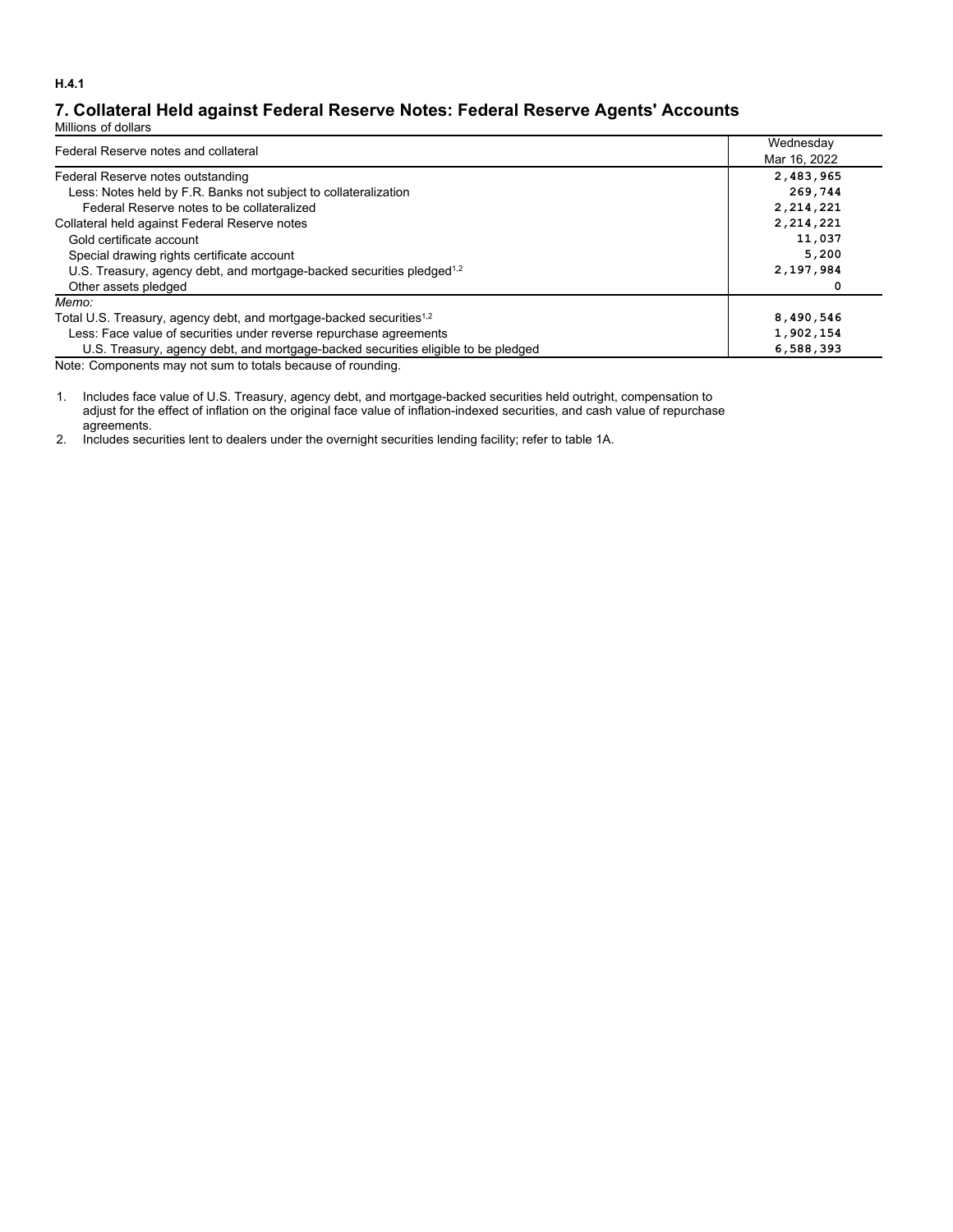H.4.1

## 7. Collateral Held against Federal Reserve Notes: Federal Reserve Agents' Accounts

Millions of dollars

| Federal Reserve notes and collateral | Wednesday Mar 16, 2022 |
|---|---|
| Federal Reserve notes outstanding | 2,483,965 |
| Less: Notes held by F.R. Banks not subject to collateralization | 269,744 |
| Federal Reserve notes to be collateralized | 2,214,221 |
| Collateral held against Federal Reserve notes | 2,214,221 |
| Gold certificate account | 11,037 |
| Special drawing rights certificate account | 5,200 |
| U.S. Treasury, agency debt, and mortgage-backed securities pledged[1,2] | 2,197,984 |
| Other assets pledged | 0 |
| *Memo:* | |
| Total U.S. Treasury, agency debt, and mortgage-backed securities[1,2] | 8,490,546 |
| Less: Face value of securities under reverse repurchase agreements | 1,902,154 |
| U.S. Treasury, agency debt, and mortgage-backed securities eligible to be pledged | 6,588,393 |

Note: Components may not sum to totals because of rounding.

1. Includes face value of U.S. Treasury, agency debt, and mortgage-backed securities held outright, compensation to adjust for the effect of inflation on the original face value of inflation-indexed securities, and cash value of repurchase agreements.
2. Includes securities lent to dealers under the overnight securities lending facility; refer to table 1A.